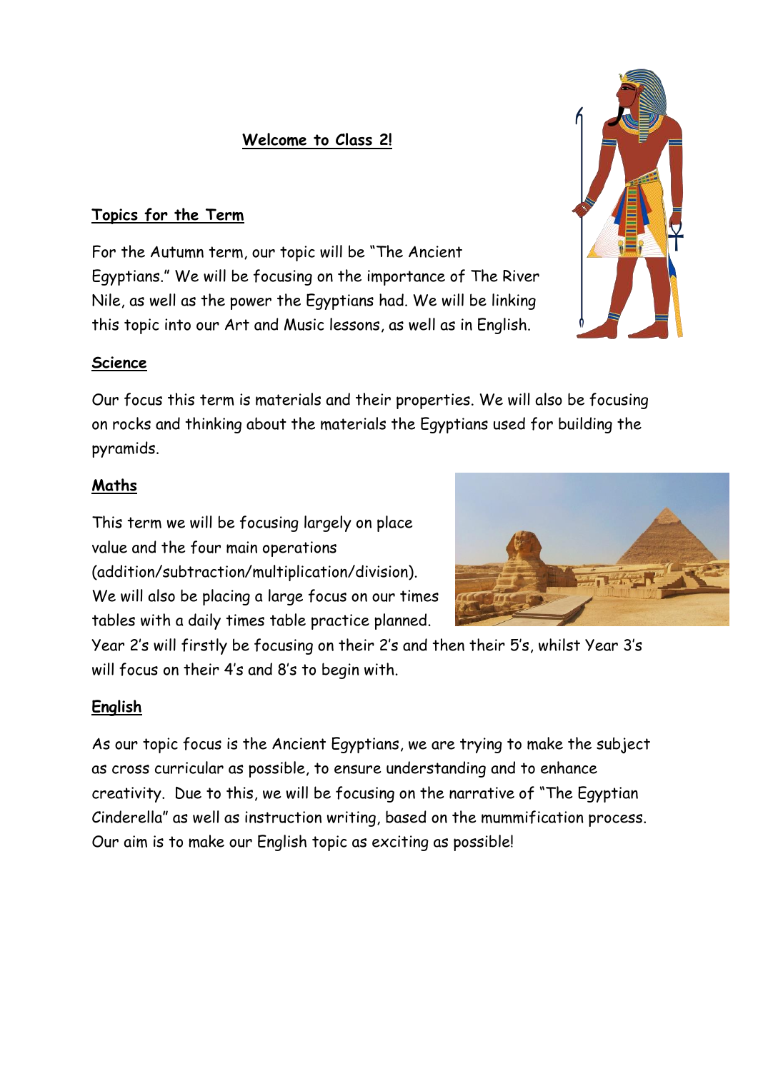## Welcome to Class 2!

### Topics for the Term

For the Autumn term, our topic will be "The Ancient Egyptians." We will be focusing on the importance of The River Nile, as well as the power the Egyptians had. We will be linking this topic into our Art and Music lessons, as well as in English.

### Science

Our focus this term is materials and their properties. We will also be focusing on rocks and thinking about the materials the Egyptians used for building the pyramids.

### Maths

This term we will be focusing largely on place value and the four main operations (addition/subtraction/multiplication/division). We will also be placing a large focus on our times tables with a daily times table practice planned. Year 2's will firstly be focusing on their 2's and then their 5's, whilst Year 3's will focus on their 4's and 8's to begin with.

### English

As our topic focus is the Ancient Egyptians, we are trying to make the subject as cross curricular as possible, to ensure understanding and to enhance creativity. Due to this, we will be focusing on the narrative of "The Egyptian Cinderella" as well as instruction writing, based on the mummification process. Our aim is to make our English topic as exciting as possible!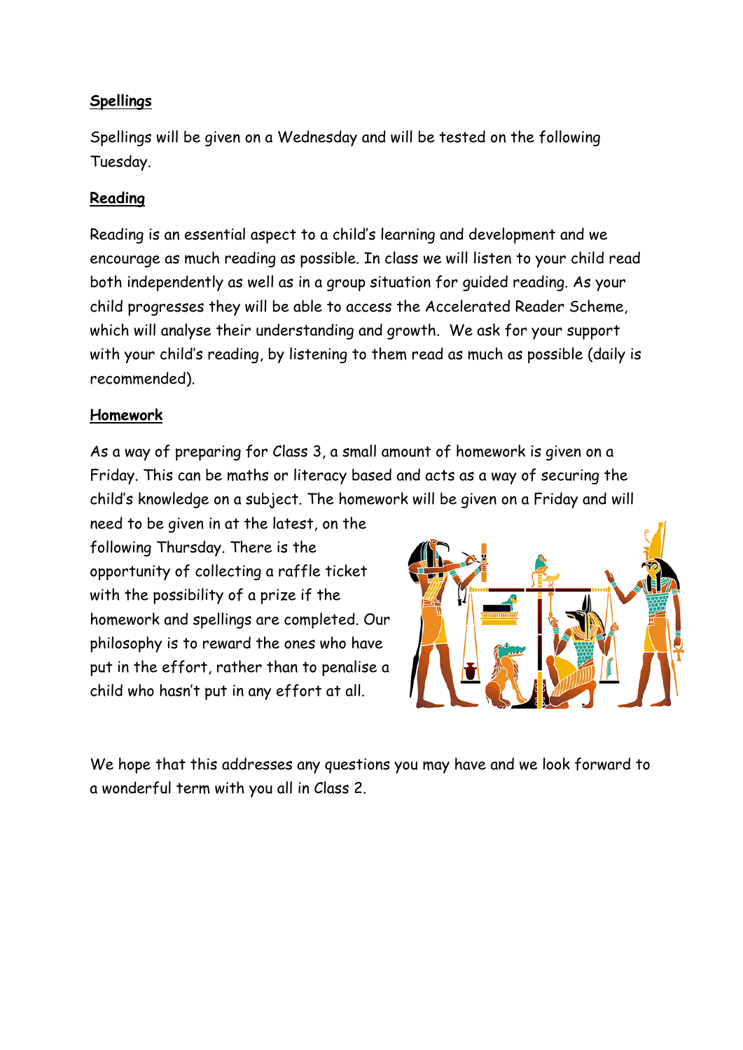**Spellings**

Spellings will be given on a Wednesday and will be tested on the following Tuesday.

**Reading**

Reading is an essential aspect to a child's learning and development and we encourage as much reading as possible. In class we will listen to your child read both independently as well as in a group situation for guided reading. As your child progresses they will be able to access the Accelerated Reader Scheme, which will analyse their understanding and growth. We ask for your support with your child's reading, by listening to them read as much as possible (daily is recommended).

**Homework**

As a way of preparing for Class 3, a small amount of homework is given on a Friday. This can be maths or literacy based and acts as a way of securing the child's knowledge on a subject. The homework will be given on a Friday and will need to be given in at the latest, on the following Thursday. There is the opportunity of collecting a raffle ticket with the possibility of a prize if the homework and spellings are completed. Our philosophy is to reward the ones who have put in the effort, rather than to penalise a child who hasn't put in any effort at all.

We hope that this addresses any questions you may have and we look forward to a wonderful term with you all in Class 2.